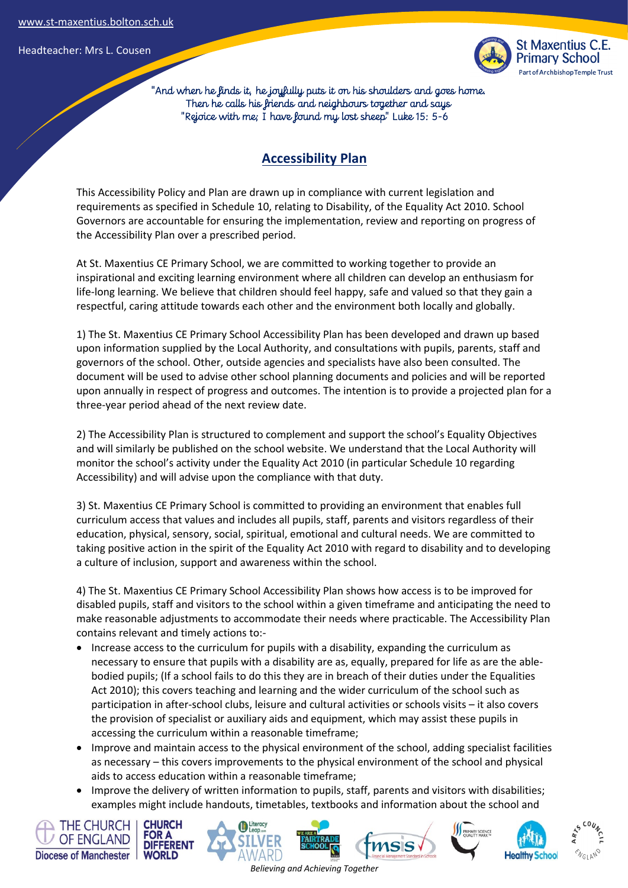"And when he finds it, he joyfully puts it on his shoulders and goes home. Then he calls his friends and neighbours together and says "Rejoice with me; I have found my lost sheep" Luke 15: 5-6

# Accessibility Plan

This Accessibility Policy and Plan are drawn up in compliance with current legislation and requirements as specified in Schedule 10, relating to Disability, of the Equality Act 2010. School Governors are accountable for ensuring the implementation, review and reporting on progress of the Accessibility Plan over a prescribed period.

At St. Maxentius CE Primary School, we are committed to working together to provide an inspirational and exciting learning environment where all children can develop an enthusiasm for life-long learning. We believe that children should feel happy, safe and valued so that they gain a respectful, caring attitude towards each other and the environment both locally and globally.

1) The St. Maxentius CE Primary School Accessibility Plan has been developed and drawn up based upon information supplied by the Local Authority, and consultations with pupils, parents, staff and governors of the school. Other, outside agencies and specialists have also been consulted. The document will be used to advise other school planning documents and policies and will be reported upon annually in respect of progress and outcomes. The intention is to provide a projected plan for a three-year period ahead of the next review date.

2) The Accessibility Plan is structured to complement and support the school's Equality Objectives and will similarly be published on the school website. We understand that the Local Authority will monitor the school's activity under the Equality Act 2010 (in particular Schedule 10 regarding Accessibility) and will advise upon the compliance with that duty.

3) St. Maxentius CE Primary School is committed to providing an environment that enables full curriculum access that values and includes all pupils, staff, parents and visitors regardless of their education, physical, sensory, social, spiritual, emotional and cultural needs. We are committed to taking positive action in the spirit of the Equality Act 2010 with regard to disability and to developing a culture of inclusion, support and awareness within the school.

4) The St. Maxentius CE Primary School Accessibility Plan shows how access is to be improved for disabled pupils, staff and visitors to the school within a given timeframe and anticipating the need to make reasonable adjustments to accommodate their needs where practicable. The Accessibility Plan contains relevant and timely actions to:-

- Increase access to the curriculum for pupils with a disability, expanding the curriculum as necessary to ensure that pupils with a disability are as, equally, prepared for life as are the able-bodied pupils; (If a school fails to do this they are in breach of their duties under the Equalities Act 2010); this covers teaching and learning and the wider curriculum of the school such as participation in after-school clubs, leisure and cultural activities or schools visits – it also covers the provision of specialist or auxiliary aids and equipment, which may assist these pupils in accessing the curriculum within a reasonable timeframe;
- Improve and maintain access to the physical environment of the school, adding specialist facilities as necessary – this covers improvements to the physical environment of the school and physical aids to access education within a reasonable timeframe;
- Improve the delivery of written information to pupils, staff, parents and visitors with disabilities; examples might include handouts, timetables, textbooks and information about the school and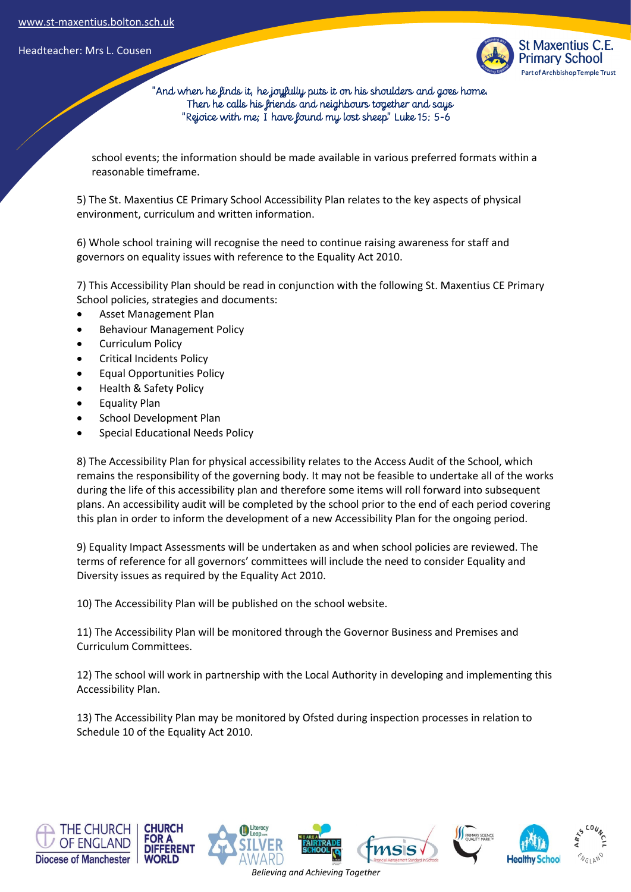school events; the information should be made available in various preferred formats within a reasonable timeframe.

5) The St. Maxentius CE Primary School Accessibility Plan relates to the key aspects of physical environment, curriculum and written information.

6) Whole school training will recognise the need to continue raising awareness for staff and governors on equality issues with reference to the Equality Act 2010.

7) This Accessibility Plan should be read in conjunction with the following St. Maxentius CE Primary School policies, strategies and documents:

- Asset Management Plan
- Behaviour Management Policy
- Curriculum Policy
- Critical Incidents Policy
- Equal Opportunities Policy
- Health & Safety Policy
- Equality Plan
- School Development Plan
- Special Educational Needs Policy

8) The Accessibility Plan for physical accessibility relates to the Access Audit of the School, which remains the responsibility of the governing body. It may not be feasible to undertake all of the works during the life of this accessibility plan and therefore some items will roll forward into subsequent plans. An accessibility audit will be completed by the school prior to the end of each period covering this plan in order to inform the development of a new Accessibility Plan for the ongoing period.

9) Equality Impact Assessments will be undertaken as and when school policies are reviewed. The terms of reference for all governors' committees will include the need to consider Equality and Diversity issues as required by the Equality Act 2010.

10) The Accessibility Plan will be published on the school website.

11) The Accessibility Plan will be monitored through the Governor Business and Premises and Curriculum Committees.

12) The school will work in partnership with the Local Authority in developing and implementing this Accessibility Plan.

13) The Accessibility Plan may be monitored by Ofsted during inspection processes in relation to Schedule 10 of the Equality Act 2010.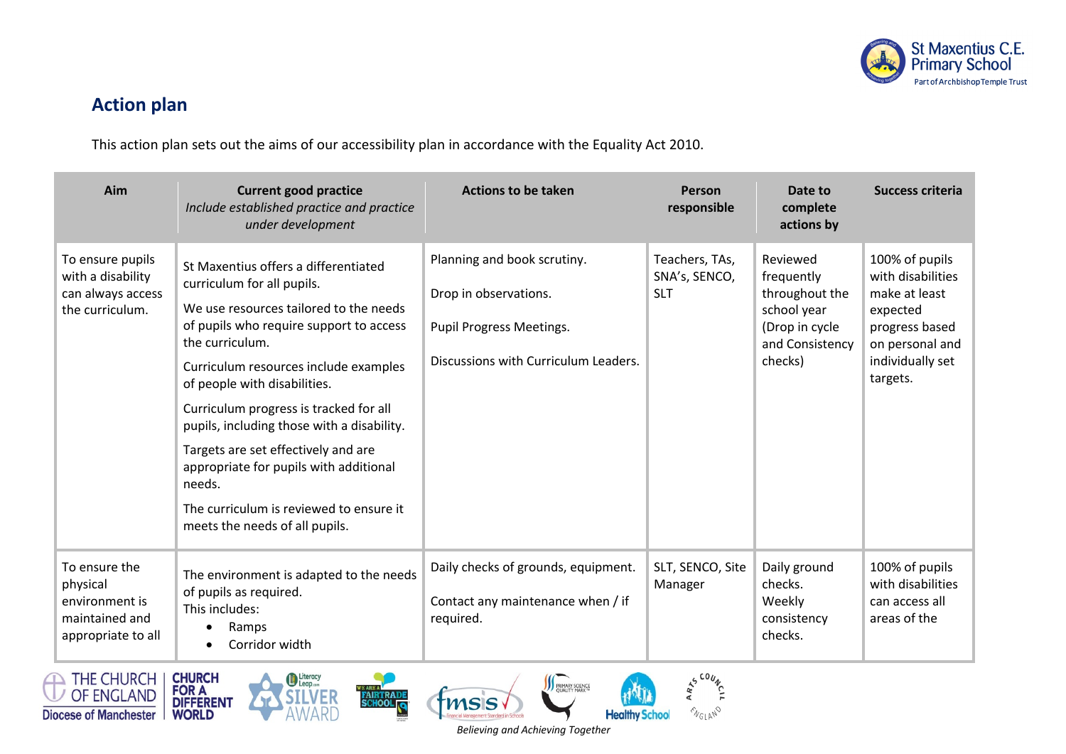## Action plan

This action plan sets out the aims of our accessibility plan in accordance with the Equality Act 2010.

| Aim | Current good practice *Include established practice and practice under development* | Actions to be taken | Person responsible | Date to complete actions by | Success criteria |
|---|---|---|---|---|---|
| To ensure pupils with a disability can always access the curriculum. | St Maxentius offers a differentiated curriculum for all pupils.<br>We use resources tailored to the needs of pupils who require support to access the curriculum.<br>Curriculum resources include examples of people with disabilities.<br>Curriculum progress is tracked for all pupils, including those with a disability.<br>Targets are set effectively and are appropriate for pupils with additional needs.<br>The curriculum is reviewed to ensure it meets the needs of all pupils. | Planning and book scrutiny.<br>Drop in observations.<br>Pupil Progress Meetings.<br>Discussions with Curriculum Leaders. | Teachers, TAs, SNA's, SENCO, SLT | Reviewed frequently throughout the school year (Drop in cycle and Consistency checks) | 100% of pupils with disabilities make at least expected progress based on personal and individually set targets. |
| To ensure the physical environment is maintained and appropriate to all | The environment is adapted to the needs of pupils as required.<br>This includes:<br>• Ramps<br>• Corridor width | Daily checks of grounds, equipment.<br>Contact any maintenance when / if required. | SLT, SENCO, Site Manager | Daily ground checks.<br>Weekly consistency checks. | 100% of pupils with disabilities can access all areas of the |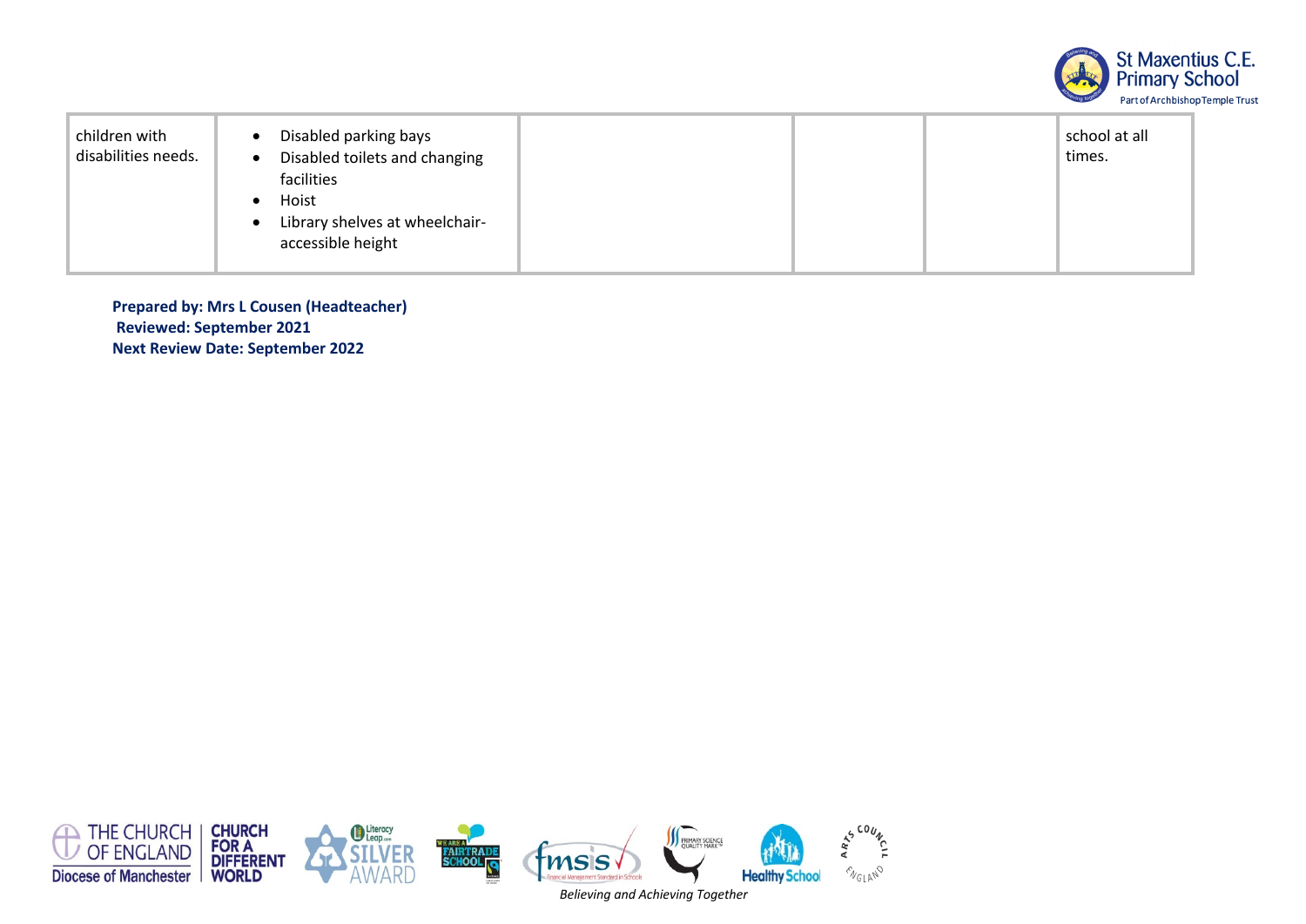| | | | | | |
|---|---|---|---|---|---|
| children with disabilities needs. | • Disabled parking bays<br>• Disabled toilets and changing facilities<br>• Hoist<br>• Library shelves at wheelchair-accessible height | | | | school at all times. |

**Prepared by: Mrs L Cousen (Headteacher)**
**Reviewed: September 2021**
**Next Review Date: September 2022**